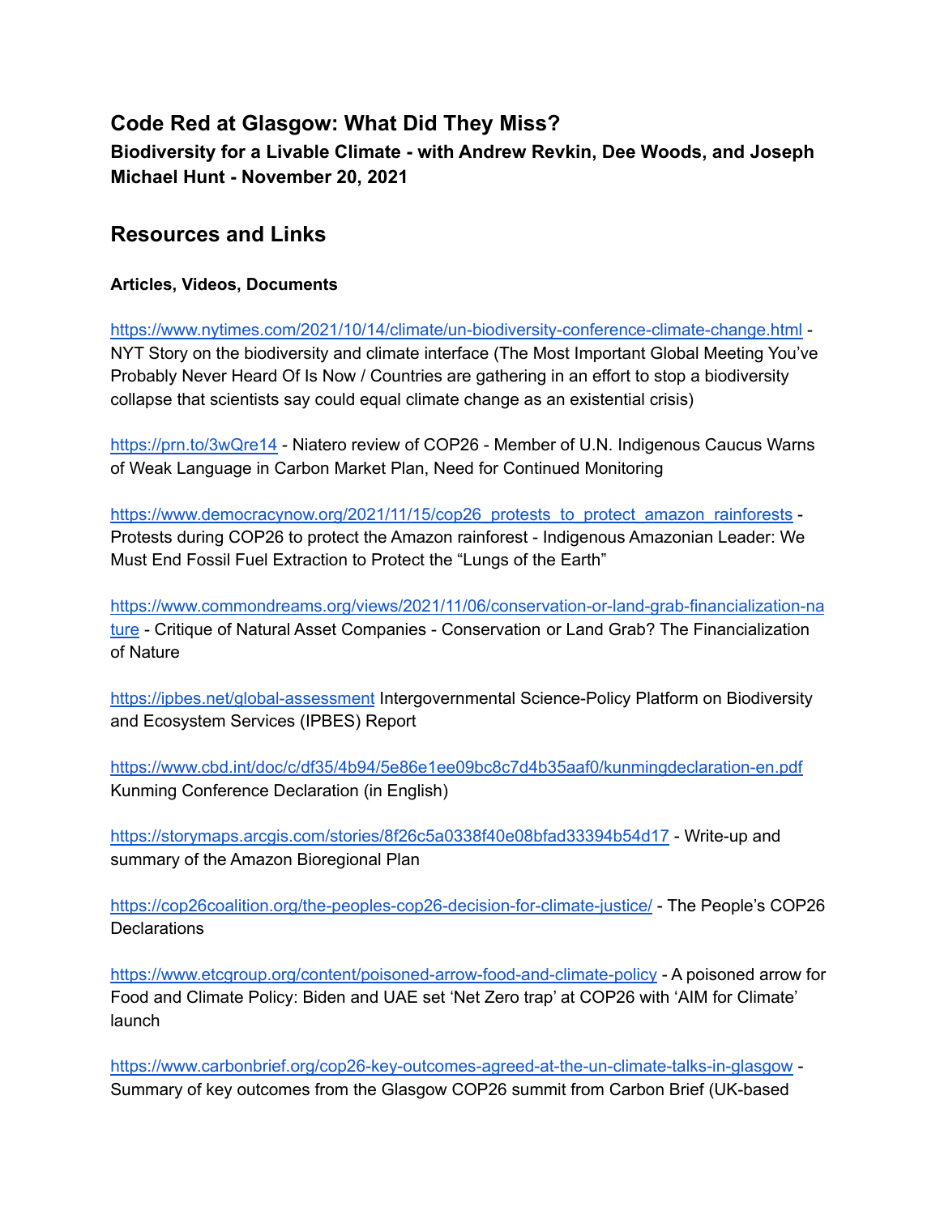# Code Red at Glasgow: What Did They Miss?

### Biodiversity for a Livable Climate - with Andrew Revkin, Dee Woods, and Joseph Michael Hunt - November 20, 2021

## Resources and Links

### Articles, Videos, Documents

https://www.nytimes.com/2021/10/14/climate/un-biodiversity-conference-climate-change.html - NYT Story on the biodiversity and climate interface (The Most Important Global Meeting You've Probably Never Heard Of Is Now / Countries are gathering in an effort to stop a biodiversity collapse that scientists say could equal climate change as an existential crisis)

https://prn.to/3wQre14 - Niatero review of COP26 - Member of U.N. Indigenous Caucus Warns of Weak Language in Carbon Market Plan, Need for Continued Monitoring

https://www.democracynow.org/2021/11/15/cop26_protests_to_protect_amazon_rainforests - Protests during COP26 to protect the Amazon rainforest - Indigenous Amazonian Leader: We Must End Fossil Fuel Extraction to Protect the "Lungs of the Earth"

https://www.commondreams.org/views/2021/11/06/conservation-or-land-grab-financialization-nature - Critique of Natural Asset Companies - Conservation or Land Grab? The Financialization of Nature

https://ipbes.net/global-assessment Intergovernmental Science-Policy Platform on Biodiversity and Ecosystem Services (IPBES) Report

https://www.cbd.int/doc/c/df35/4b94/5e86e1ee09bc8c7d4b35aaf0/kunmingdeclaration-en.pdf Kunming Conference Declaration (in English)

https://storymaps.arcgis.com/stories/8f26c5a0338f40e08bfad33394b54d17 - Write-up and summary of the Amazon Bioregional Plan

https://cop26coalition.org/the-peoples-cop26-decision-for-climate-justice/ - The People's COP26 Declarations

https://www.etcgroup.org/content/poisoned-arrow-food-and-climate-policy - A poisoned arrow for Food and Climate Policy: Biden and UAE set 'Net Zero trap' at COP26 with 'AIM for Climate' launch

https://www.carbonbrief.org/cop26-key-outcomes-agreed-at-the-un-climate-talks-in-glasgow - Summary of key outcomes from the Glasgow COP26 summit from Carbon Brief (UK-based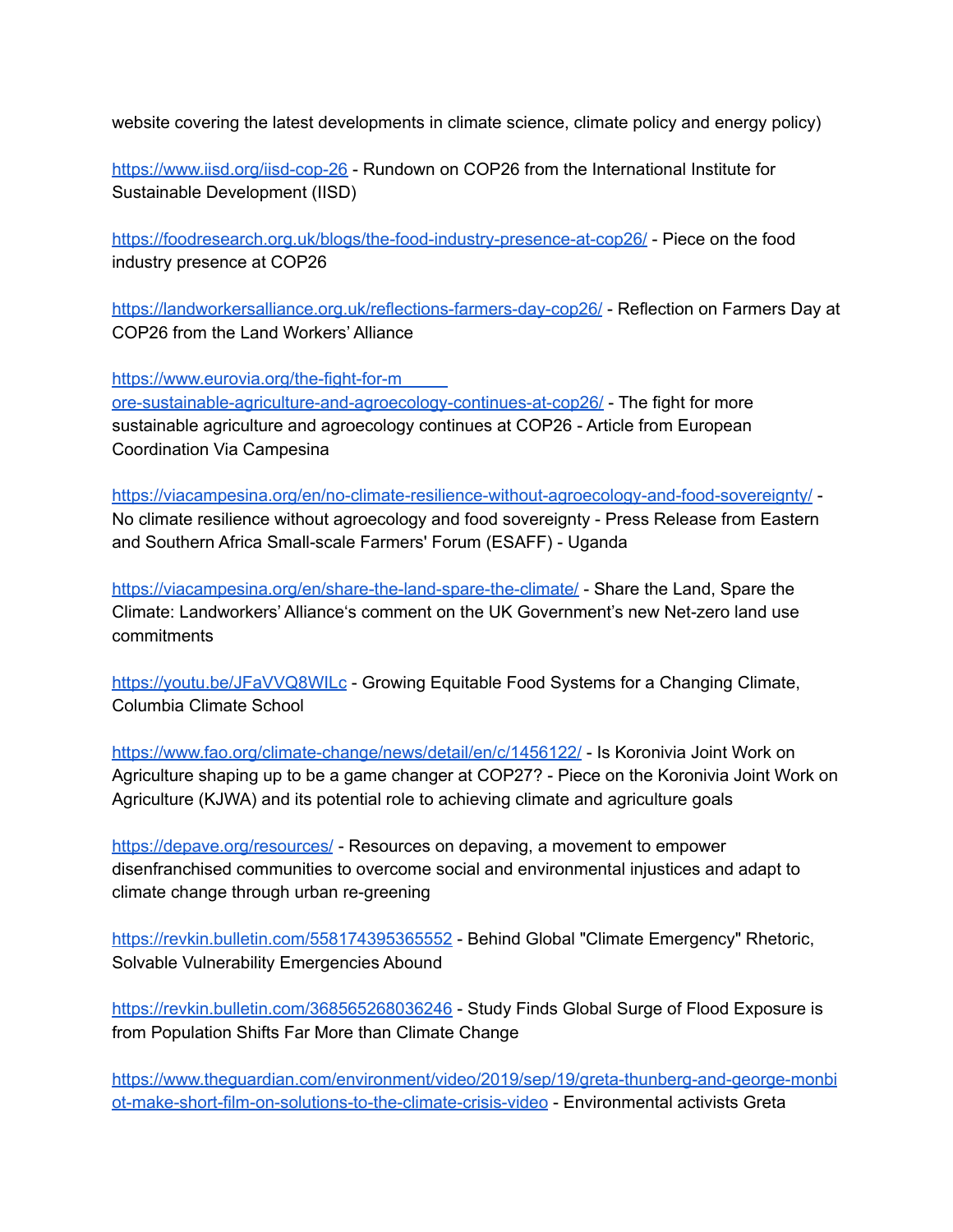website covering the latest developments in climate science, climate policy and energy policy)

https://www.iisd.org/iisd-cop-26 - Rundown on COP26 from the International Institute for Sustainable Development (IISD)

https://foodresearch.org.uk/blogs/the-food-industry-presence-at-cop26/ - Piece on the food industry presence at COP26

https://landworkersalliance.org.uk/reflections-farmers-day-cop26/ - Reflection on Farmers Day at COP26 from the Land Workers' Alliance

https://www.eurovia.org/the-fight-for-more-sustainable-agriculture-and-agroecology-continues-at-cop26/ - The fight for more sustainable agriculture and agroecology continues at COP26 - Article from European Coordination Via Campesina

https://viacampesina.org/en/no-climate-resilience-without-agroecology-and-food-sovereignty/ - No climate resilience without agroecology and food sovereignty - Press Release from Eastern and Southern Africa Small-scale Farmers' Forum (ESAFF) - Uganda

https://viacampesina.org/en/share-the-land-spare-the-climate/ - Share the Land, Spare the Climate: Landworkers' Alliance's comment on the UK Government's new Net-zero land use commitments

https://youtu.be/JFaVVQ8WILc - Growing Equitable Food Systems for a Changing Climate, Columbia Climate School

https://www.fao.org/climate-change/news/detail/en/c/1456122/ - Is Koronivia Joint Work on Agriculture shaping up to be a game changer at COP27? - Piece on the Koronivia Joint Work on Agriculture (KJWA) and its potential role to achieving climate and agriculture goals

https://depave.org/resources/ - Resources on depaving, a movement to empower disenfranchised communities to overcome social and environmental injustices and adapt to climate change through urban re-greening

https://revkin.bulletin.com/558174395365552 - Behind Global "Climate Emergency" Rhetoric, Solvable Vulnerability Emergencies Abound

https://revkin.bulletin.com/368565268036246 - Study Finds Global Surge of Flood Exposure is from Population Shifts Far More than Climate Change

https://www.theguardian.com/environment/video/2019/sep/19/greta-thunberg-and-george-monbiot-make-short-film-on-solutions-to-the-climate-crisis-video - Environmental activists Greta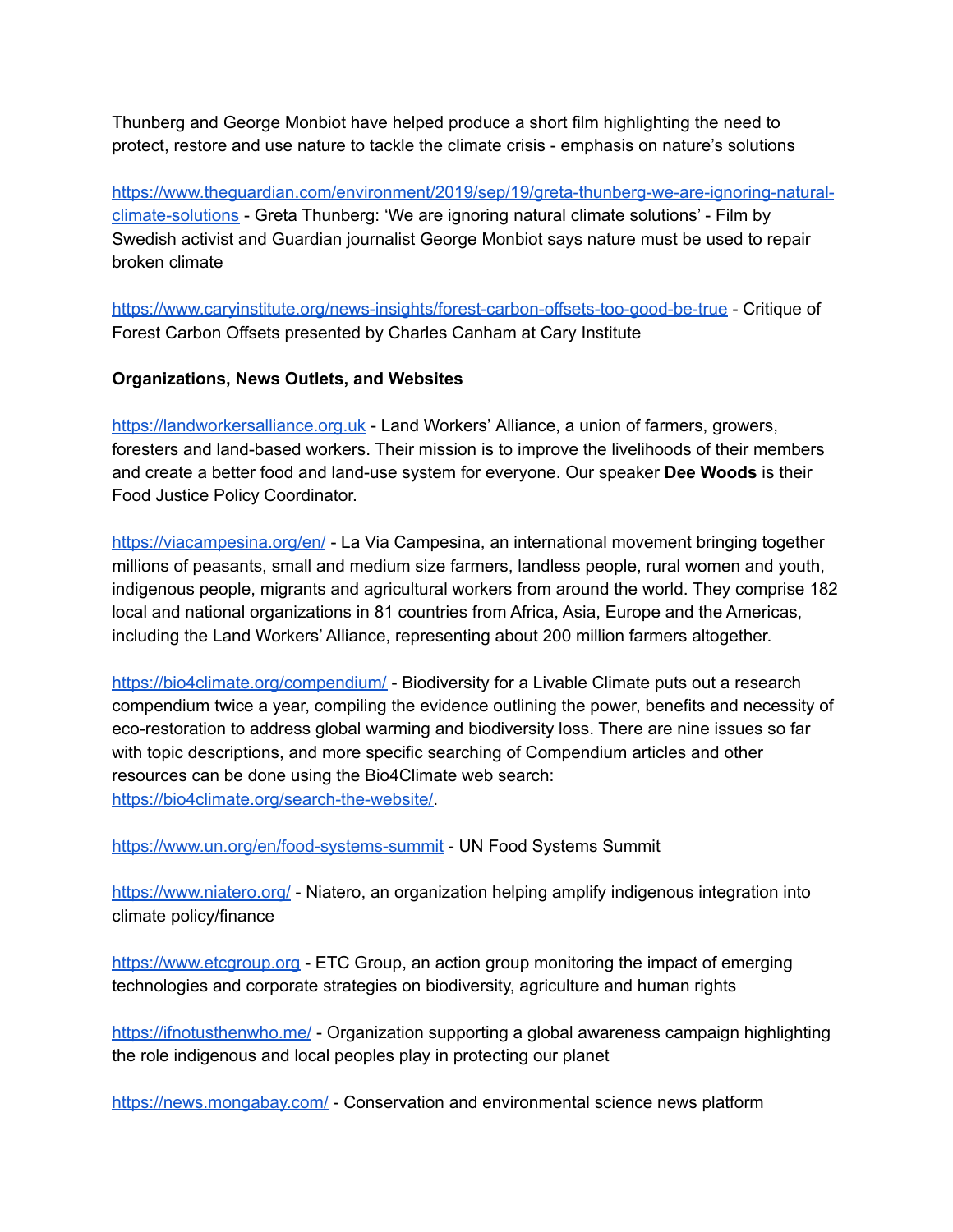Thunberg and George Monbiot have helped produce a short film highlighting the need to protect, restore and use nature to tackle the climate crisis - emphasis on nature's solutions

https://www.theguardian.com/environment/2019/sep/19/greta-thunberg-we-are-ignoring-natural-climate-solutions - Greta Thunberg: 'We are ignoring natural climate solutions' - Film by Swedish activist and Guardian journalist George Monbiot says nature must be used to repair broken climate

https://www.caryinstitute.org/news-insights/forest-carbon-offsets-too-good-be-true - Critique of Forest Carbon Offsets presented by Charles Canham at Cary Institute

**Organizations, News Outlets, and Websites**

https://landworkersalliance.org.uk - Land Workers' Alliance, a union of farmers, growers, foresters and land-based workers. Their mission is to improve the livelihoods of their members and create a better food and land-use system for everyone. Our speaker **Dee Woods** is their Food Justice Policy Coordinator.

https://viacampesina.org/en/ - La Via Campesina, an international movement bringing together millions of peasants, small and medium size farmers, landless people, rural women and youth, indigenous people, migrants and agricultural workers from around the world. They comprise 182 local and national organizations in 81 countries from Africa, Asia, Europe and the Americas, including the Land Workers' Alliance, representing about 200 million farmers altogether.

https://bio4climate.org/compendium/ - Biodiversity for a Livable Climate puts out a research compendium twice a year, compiling the evidence outlining the power, benefits and necessity of eco-restoration to address global warming and biodiversity loss. There are nine issues so far with topic descriptions, and more specific searching of Compendium articles and other resources can be done using the Bio4Climate web search: https://bio4climate.org/search-the-website/.

https://www.un.org/en/food-systems-summit - UN Food Systems Summit

https://www.niatero.org/ - Niatero, an organization helping amplify indigenous integration into climate policy/finance

https://www.etcgroup.org - ETC Group, an action group monitoring the impact of emerging technologies and corporate strategies on biodiversity, agriculture and human rights

https://ifnotusthenwho.me/ - Organization supporting a global awareness campaign highlighting the role indigenous and local peoples play in protecting our planet

https://news.mongabay.com/ - Conservation and environmental science news platform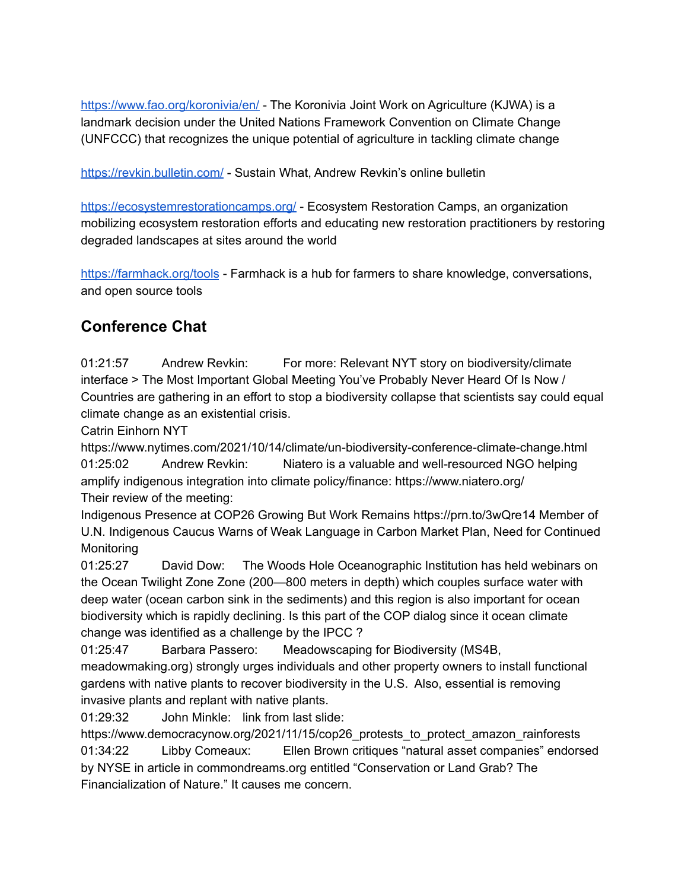https://www.fao.org/koronivia/en/ - The Koronivia Joint Work on Agriculture (KJWA) is a landmark decision under the United Nations Framework Convention on Climate Change (UNFCCC) that recognizes the unique potential of agriculture in tackling climate change

https://revkin.bulletin.com/ - Sustain What, Andrew Revkin's online bulletin

https://ecosystemrestorationcamps.org/ - Ecosystem Restoration Camps, an organization mobilizing ecosystem restoration efforts and educating new restoration practitioners by restoring degraded landscapes at sites around the world

https://farmhack.org/tools - Farmhack is a hub for farmers to share knowledge, conversations, and open source tools

## Conference Chat

01:21:57 Andrew Revkin: For more: Relevant NYT story on biodiversity/climate interface > The Most Important Global Meeting You've Probably Never Heard Of Is Now / Countries are gathering in an effort to stop a biodiversity collapse that scientists say could equal climate change as an existential crisis.
Catrin Einhorn NYT
https://www.nytimes.com/2021/10/14/climate/un-biodiversity-conference-climate-change.html
01:25:02 Andrew Revkin: Niatero is a valuable and well-resourced NGO helping amplify indigenous integration into climate policy/finance: https://www.niatero.org/
Their review of the meeting:
Indigenous Presence at COP26 Growing But Work Remains https://prn.to/3wQre14 Member of U.N. Indigenous Caucus Warns of Weak Language in Carbon Market Plan, Need for Continued Monitoring
01:25:27 David Dow: The Woods Hole Oceanographic Institution has held webinars on the Ocean Twilight Zone Zone (200—800 meters in depth) which couples surface water with deep water (ocean carbon sink in the sediments) and this region is also important for ocean biodiversity which is rapidly declining. Is this part of the COP dialog since it ocean climate change was identified as a challenge by the IPCC ?
01:25:47 Barbara Passero: Meadowscaping for Biodiversity (MS4B, meadowmaking.org) strongly urges individuals and other property owners to install functional gardens with native plants to recover biodiversity in the U.S. Also, essential is removing invasive plants and replant with native plants.
01:29:32 John Minkle: link from last slide:
https://www.democracynow.org/2021/11/15/cop26_protests_to_protect_amazon_rainforests
01:34:22 Libby Comeaux: Ellen Brown critiques "natural asset companies" endorsed by NYSE in article in commondreams.org entitled "Conservation or Land Grab? The Financialization of Nature." It causes me concern.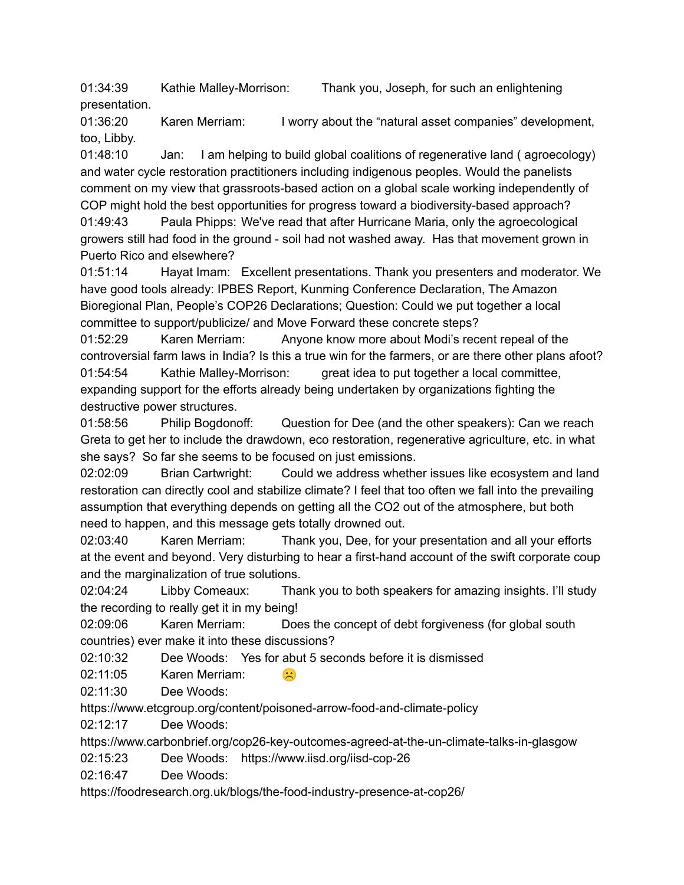01:34:39 Kathie Malley-Morrison: Thank you, Joseph, for such an enlightening presentation.

01:36:20 Karen Merriam: I worry about the "natural asset companies" development, too, Libby.

01:48:10 Jan: I am helping to build global coalitions of regenerative land ( agroecology) and water cycle restoration practitioners including indigenous peoples. Would the panelists comment on my view that grassroots-based action on a global scale working independently of COP might hold the best opportunities for progress toward a biodiversity-based approach?

01:49:43 Paula Phipps: We've read that after Hurricane Maria, only the agroecological growers still had food in the ground - soil had not washed away. Has that movement grown in Puerto Rico and elsewhere?

01:51:14 Hayat Imam: Excellent presentations. Thank you presenters and moderator. We have good tools already: IPBES Report, Kunming Conference Declaration, The Amazon Bioregional Plan, People's COP26 Declarations; Question: Could we put together a local committee to support/publicize/ and Move Forward these concrete steps?

01:52:29 Karen Merriam: Anyone know more about Modi's recent repeal of the controversial farm laws in India? Is this a true win for the farmers, or are there other plans afoot?

01:54:54 Kathie Malley-Morrison: great idea to put together a local committee, expanding support for the efforts already being undertaken by organizations fighting the destructive power structures.

01:58:56 Philip Bogdonoff: Question for Dee (and the other speakers): Can we reach Greta to get her to include the drawdown, eco restoration, regenerative agriculture, etc. in what she says? So far she seems to be focused on just emissions.

02:02:09 Brian Cartwright: Could we address whether issues like ecosystem and land restoration can directly cool and stabilize climate? I feel that too often we fall into the prevailing assumption that everything depends on getting all the CO2 out of the atmosphere, but both need to happen, and this message gets totally drowned out.

02:03:40 Karen Merriam: Thank you, Dee, for your presentation and all your efforts at the event and beyond. Very disturbing to hear a first-hand account of the swift corporate coup and the marginalization of true solutions.

02:04:24 Libby Comeaux: Thank you to both speakers for amazing insights. I'll study the recording to really get it in my being!

02:09:06 Karen Merriam: Does the concept of debt forgiveness (for global south countries) ever make it into these discussions?

02:10:32 Dee Woods: Yes for abut 5 seconds before it is dismissed

02:11:05 Karen Merriam: ☹️

02:11:30 Dee Woods: https://www.etcgroup.org/content/poisoned-arrow-food-and-climate-policy

02:12:17 Dee Woods: https://www.carbonbrief.org/cop26-key-outcomes-agreed-at-the-un-climate-talks-in-glasgow

02:15:23 Dee Woods: https://www.iisd.org/iisd-cop-26

02:16:47 Dee Woods: https://foodresearch.org.uk/blogs/the-food-industry-presence-at-cop26/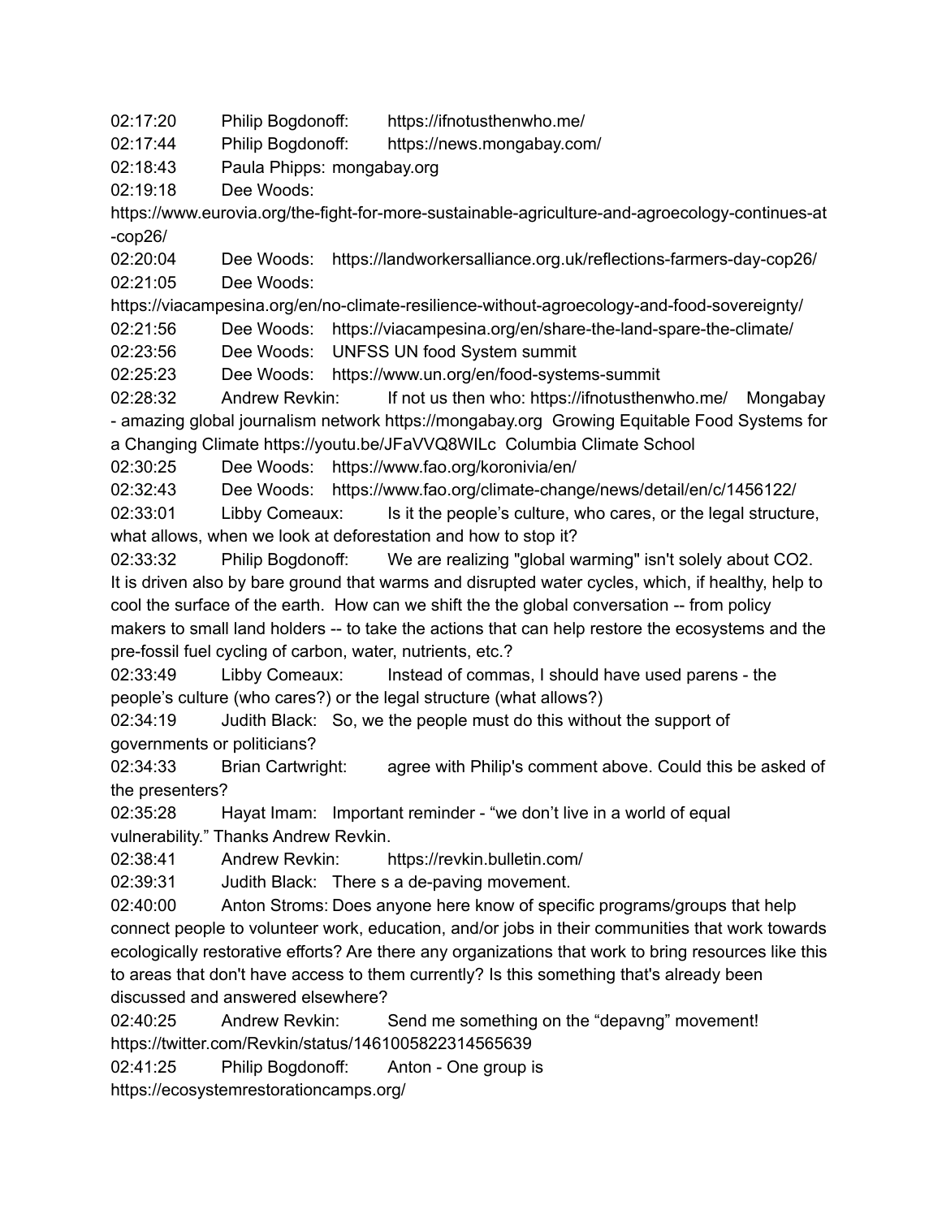02:17:20 Philip Bogdonoff: https://ifnotusthenwho.me/

02:17:44 Philip Bogdonoff: https://news.mongabay.com/

02:18:43 Paula Phipps: mongabay.org

02:19:18 Dee Woods: https://www.eurovia.org/the-fight-for-more-sustainable-agriculture-and-agroecology-continues-at-cop26/

02:20:04 Dee Woods: https://landworkersalliance.org.uk/reflections-farmers-day-cop26/

02:21:05 Dee Woods: https://viacampesina.org/en/no-climate-resilience-without-agroecology-and-food-sovereignty/

02:21:56 Dee Woods: https://viacampesina.org/en/share-the-land-spare-the-climate/

02:23:56 Dee Woods: UNFSS UN food System summit

02:25:23 Dee Woods: https://www.un.org/en/food-systems-summit

02:28:32 Andrew Revkin: If not us then who: https://ifnotusthenwho.me/ Mongabay - amazing global journalism network https://mongabay.org Growing Equitable Food Systems for a Changing Climate https://youtu.be/JFaVVQ8WILc Columbia Climate School

02:30:25 Dee Woods: https://www.fao.org/koronivia/en/

02:32:43 Dee Woods: https://www.fao.org/climate-change/news/detail/en/c/1456122/

02:33:01 Libby Comeaux: Is it the people's culture, who cares, or the legal structure, what allows, when we look at deforestation and how to stop it?

02:33:32 Philip Bogdonoff: We are realizing "global warming" isn't solely about CO2. It is driven also by bare ground that warms and disrupted water cycles, which, if healthy, help to cool the surface of the earth. How can we shift the the global conversation -- from policy makers to small land holders -- to take the actions that can help restore the ecosystems and the pre-fossil fuel cycling of carbon, water, nutrients, etc.?

02:33:49 Libby Comeaux: Instead of commas, I should have used parens - the people's culture (who cares?) or the legal structure (what allows?)

02:34:19 Judith Black: So, we the people must do this without the support of governments or politicians?

02:34:33 Brian Cartwright: agree with Philip's comment above. Could this be asked of the presenters?

02:35:28 Hayat Imam: Important reminder - "we don't live in a world of equal vulnerability." Thanks Andrew Revkin.

02:38:41 Andrew Revkin: https://revkin.bulletin.com/

02:39:31 Judith Black: There s a de-paving movement.

02:40:00 Anton Stroms: Does anyone here know of specific programs/groups that help connect people to volunteer work, education, and/or jobs in their communities that work towards ecologically restorative efforts? Are there any organizations that work to bring resources like this to areas that don't have access to them currently? Is this something that's already been discussed and answered elsewhere?

02:40:25 Andrew Revkin: Send me something on the "depavng" movement! https://twitter.com/Revkin/status/1461005822314565639

02:41:25 Philip Bogdonoff: Anton - One group is https://ecosystemrestorationcamps.org/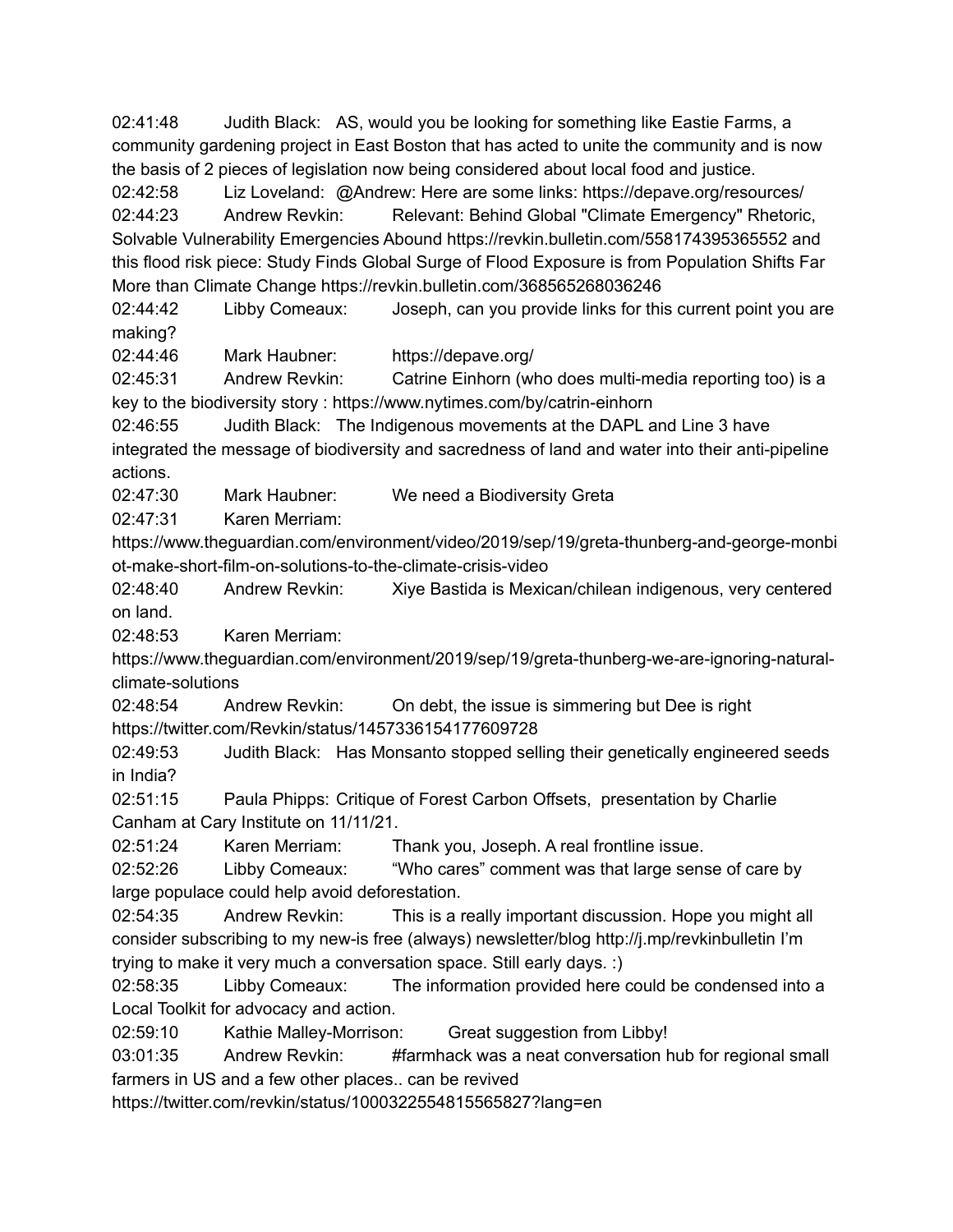02:41:48 Judith Black: AS, would you be looking for something like Eastie Farms, a community gardening project in East Boston that has acted to unite the community and is now the basis of 2 pieces of legislation now being considered about local food and justice.

02:42:58 Liz Loveland: @Andrew: Here are some links: https://depave.org/resources/

02:44:23 Andrew Revkin: Relevant: Behind Global "Climate Emergency" Rhetoric, Solvable Vulnerability Emergencies Abound https://revkin.bulletin.com/558174395365552 and this flood risk piece: Study Finds Global Surge of Flood Exposure is from Population Shifts Far More than Climate Change https://revkin.bulletin.com/368565268036246

02:44:42 Libby Comeaux: Joseph, can you provide links for this current point you are making?

02:44:46 Mark Haubner: https://depave.org/

02:45:31 Andrew Revkin: Catrine Einhorn (who does multi-media reporting too) is a key to the biodiversity story : https://www.nytimes.com/by/catrin-einhorn

02:46:55 Judith Black: The Indigenous movements at the DAPL and Line 3 have integrated the message of biodiversity and sacredness of land and water into their anti-pipeline actions.

02:47:30 Mark Haubner: We need a Biodiversity Greta

02:47:31 Karen Merriam: https://www.theguardian.com/environment/video/2019/sep/19/greta-thunberg-and-george-monbiot-make-short-film-on-solutions-to-the-climate-crisis-video

02:48:40 Andrew Revkin: Xiye Bastida is Mexican/chilean indigenous, very centered on land.

02:48:53 Karen Merriam: https://www.theguardian.com/environment/2019/sep/19/greta-thunberg-we-are-ignoring-natural-climate-solutions

02:48:54 Andrew Revkin: On debt, the issue is simmering but Dee is right https://twitter.com/Revkin/status/1457336154177609728

02:49:53 Judith Black: Has Monsanto stopped selling their genetically engineered seeds in India?

02:51:15 Paula Phipps: Critique of Forest Carbon Offsets, presentation by Charlie Canham at Cary Institute on 11/11/21.

02:51:24 Karen Merriam: Thank you, Joseph. A real frontline issue.

02:52:26 Libby Comeaux: “Who cares” comment was that large sense of care by large populace could help avoid deforestation.

02:54:35 Andrew Revkin: This is a really important discussion. Hope you might all consider subscribing to my new-is free (always) newsletter/blog http://j.mp/revkinbulletin I’m trying to make it very much a conversation space. Still early days. :)

02:58:35 Libby Comeaux: The information provided here could be condensed into a Local Toolkit for advocacy and action.

02:59:10 Kathie Malley-Morrison: Great suggestion from Libby!

03:01:35 Andrew Revkin: #farmhack was a neat conversation hub for regional small farmers in US and a few other places.. can be revived https://twitter.com/revkin/status/1000322554815565827?lang=en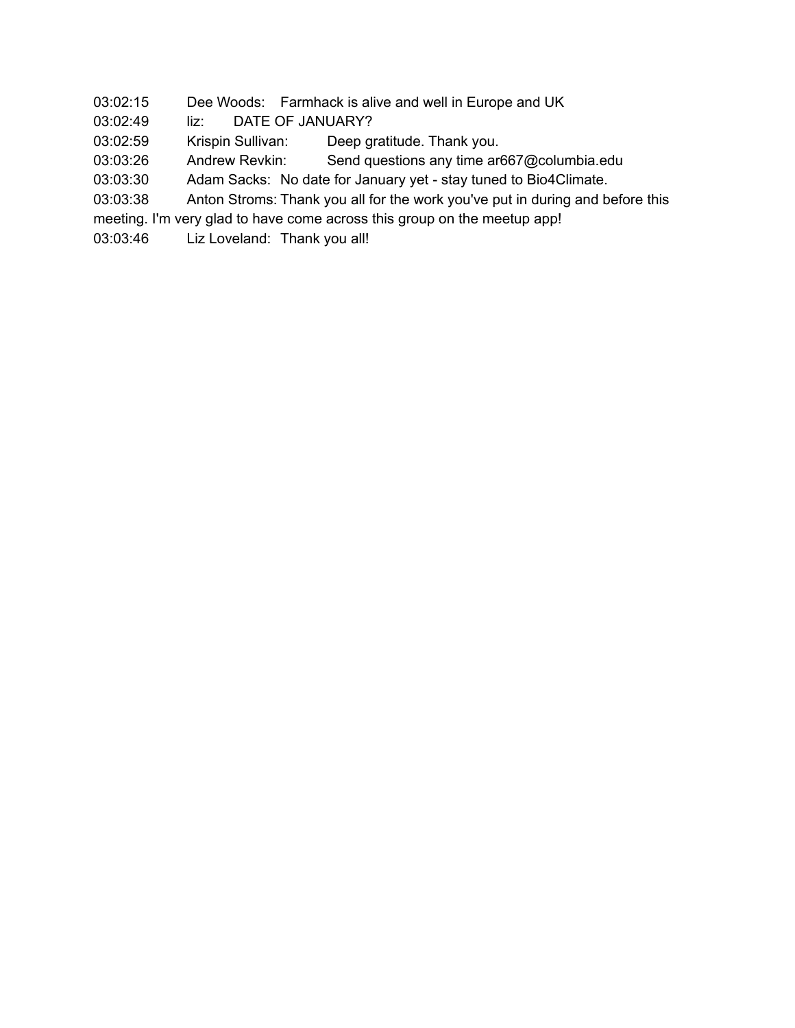03:02:15 Dee Woods: Farmhack is alive and well in Europe and UK

03:02:49 liz: DATE OF JANUARY?

03:02:59 Krispin Sullivan: Deep gratitude. Thank you.

03:03:26 Andrew Revkin: Send questions any time ar667@columbia.edu

03:03:30 Adam Sacks: No date for January yet - stay tuned to Bio4Climate.

03:03:38 Anton Stroms: Thank you all for the work you've put in during and before this meeting. I'm very glad to have come across this group on the meetup app!

03:03:46 Liz Loveland: Thank you all!